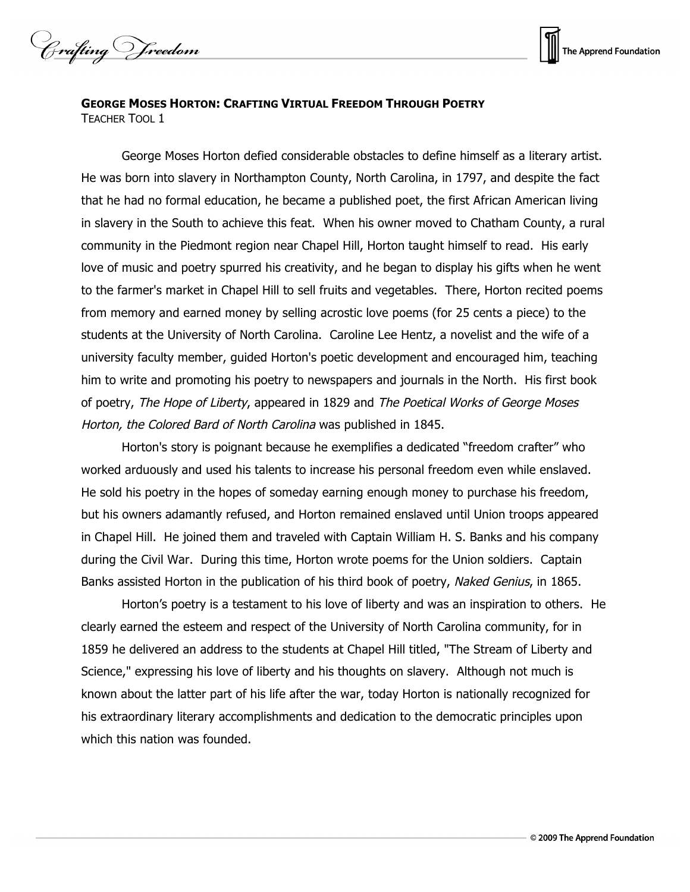**GEORGE MOSES HORTON: CRAFTING VIRTUAL FREEDOM THROUGH POETRY**
TEACHER TOOL 1

George Moses Horton defied considerable obstacles to define himself as a literary artist. He was born into slavery in Northampton County, North Carolina, in 1797, and despite the fact that he had no formal education, he became a published poet, the first African American living in slavery in the South to achieve this feat. When his owner moved to Chatham County, a rural community in the Piedmont region near Chapel Hill, Horton taught himself to read. His early love of music and poetry spurred his creativity, and he began to display his gifts when he went to the farmer's market in Chapel Hill to sell fruits and vegetables. There, Horton recited poems from memory and earned money by selling acrostic love poems (for 25 cents a piece) to the students at the University of North Carolina. Caroline Lee Hentz, a novelist and the wife of a university faculty member, guided Horton's poetic development and encouraged him, teaching him to write and promoting his poetry to newspapers and journals in the North. His first book of poetry, *The Hope of Liberty*, appeared in 1829 and *The Poetical Works of George Moses Horton, the Colored Bard of North Carolina* was published in 1845.

Horton's story is poignant because he exemplifies a dedicated "freedom crafter" who worked arduously and used his talents to increase his personal freedom even while enslaved. He sold his poetry in the hopes of someday earning enough money to purchase his freedom, but his owners adamantly refused, and Horton remained enslaved until Union troops appeared in Chapel Hill. He joined them and traveled with Captain William H. S. Banks and his company during the Civil War. During this time, Horton wrote poems for the Union soldiers. Captain Banks assisted Horton in the publication of his third book of poetry, *Naked Genius*, in 1865.

Horton's poetry is a testament to his love of liberty and was an inspiration to others. He clearly earned the esteem and respect of the University of North Carolina community, for in 1859 he delivered an address to the students at Chapel Hill titled, "The Stream of Liberty and Science," expressing his love of liberty and his thoughts on slavery. Although not much is known about the latter part of his life after the war, today Horton is nationally recognized for his extraordinary literary accomplishments and dedication to the democratic principles upon which this nation was founded.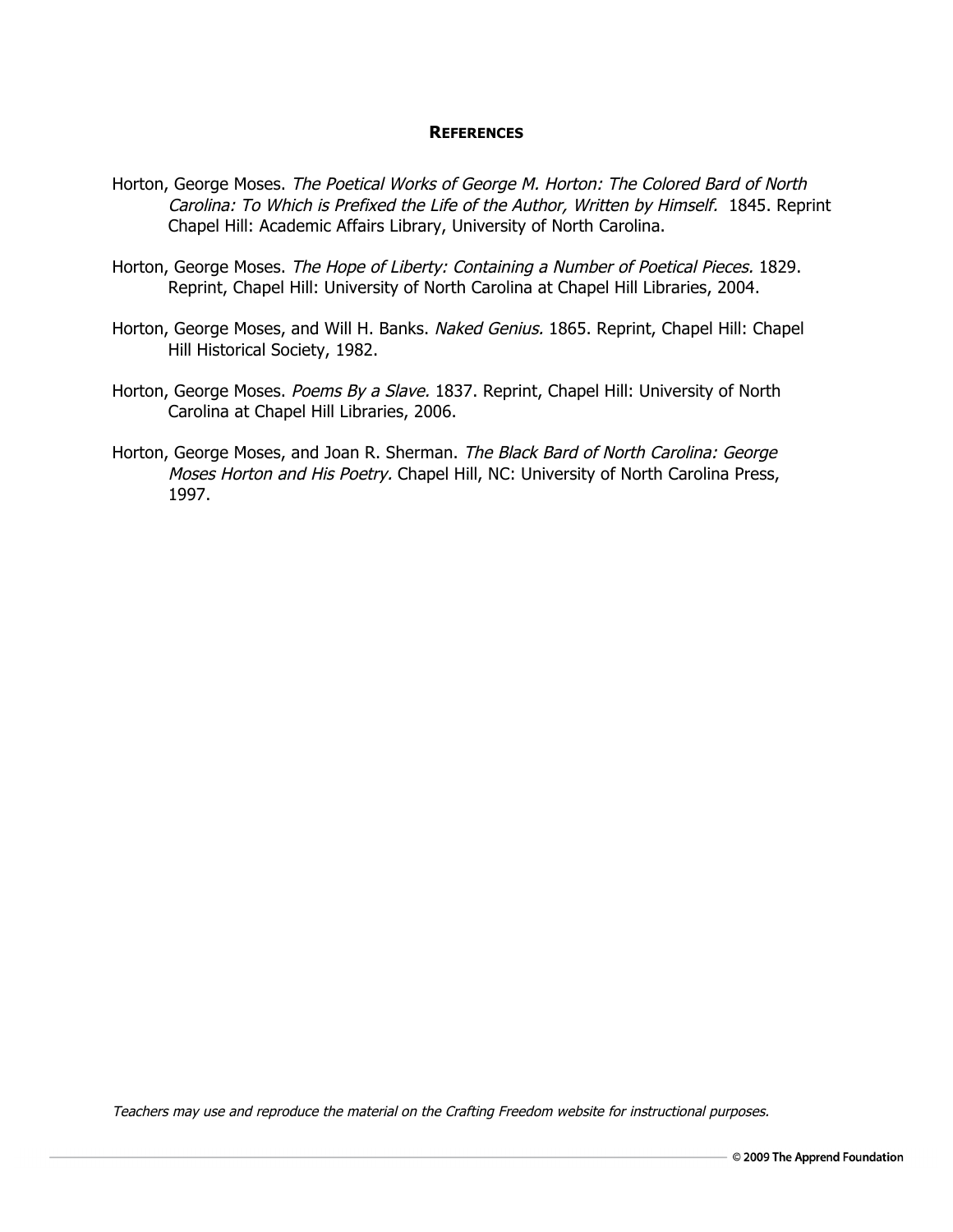## REFERENCES

Horton, George Moses. *The Poetical Works of George M. Horton: The Colored Bard of North Carolina: To Which is Prefixed the Life of the Author, Written by Himself.* 1845. Reprint Chapel Hill: Academic Affairs Library, University of North Carolina.

Horton, George Moses. *The Hope of Liberty: Containing a Number of Poetical Pieces.* 1829. Reprint, Chapel Hill: University of North Carolina at Chapel Hill Libraries, 2004.

Horton, George Moses, and Will H. Banks. *Naked Genius.* 1865. Reprint, Chapel Hill: Chapel Hill Historical Society, 1982.

Horton, George Moses. *Poems By a Slave.* 1837. Reprint, Chapel Hill: University of North Carolina at Chapel Hill Libraries, 2006.

Horton, George Moses, and Joan R. Sherman. *The Black Bard of North Carolina: George Moses Horton and His Poetry.* Chapel Hill, NC: University of North Carolina Press, 1997.

*Teachers may use and reproduce the material on the Crafting Freedom website for instructional purposes.*

© 2009 The Apprend Foundation